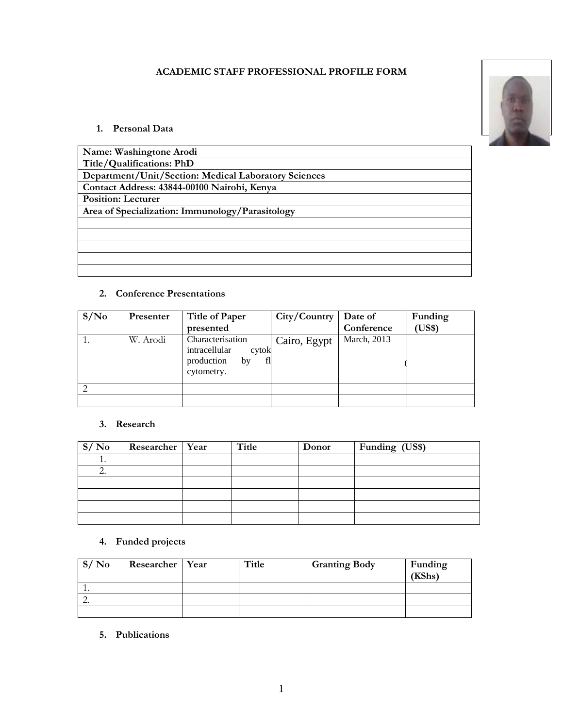# ACADEMIC STAFF PROFESSIONAL PROFILE FORM

## 1. Personal Data

| Name: Washingtone Arodi |
|---|
| Title/Qualifications: PhD |
| Department/Unit/Section: Medical Laboratory Sciences |
| Contact Address: 43844-00100 Nairobi, Kenya |
| Position: Lecturer |
| Area of Specialization: Immunology/Parasitology |
| |
| |
| |
| |
| |

## 2. Conference Presentations

| S/No | Presenter | Title of Paper presented | City/Country | Date of Conference | Funding (US$) |
|---|---|---|---|---|---|
| 1. | W. Arodi | Characterisation intracellular cytok production by fl cytometry. | Cairo, Egypt | March, 2013 | ( |
| 2 | | | | | |
| | | | | | |

## 3. Research

| S/ No | Researcher | Year | Title | Donor | Funding (US$) |
|---|---|---|---|---|---|
| 1. | | | | | |
| 2. | | | | | |
| | | | | | |
| | | | | | |
| | | | | | |
| | | | | | |

## 4. Funded projects

| S/ No | Researcher | Year | Title | Granting Body | Funding (KShs) |
|---|---|---|---|---|---|
| 1. | | | | | |
| 2. | | | | | |
| | | | | | |

## 5. Publications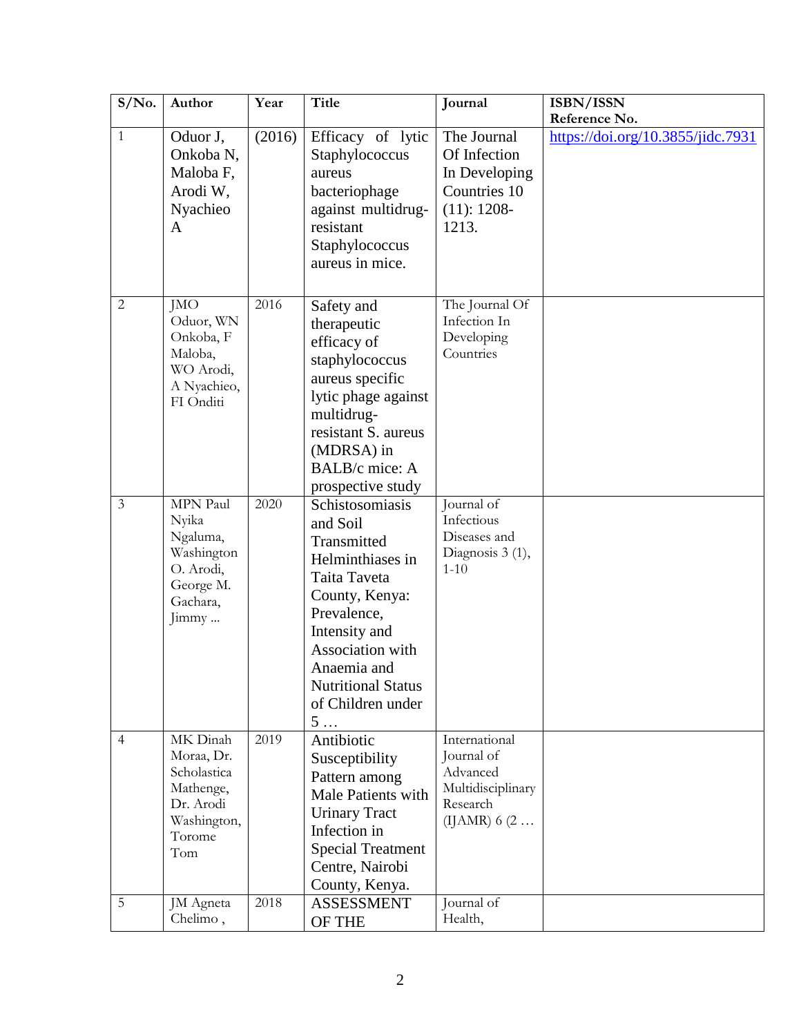| S/No. | Author | Year | Title | Journal | ISBN/ISSN Reference No. |
|---|---|---|---|---|---|
| 1 | Oduor J, Onkoba N, Maloba F, Arodi W, Nyachieo A | (2016) | Efficacy of lytic Staphylococcus aureus bacteriophage against multidrug-resistant Staphylococcus aureus in mice. | The Journal Of Infection In Developing Countries 10 (11): 1208-1213. | https://doi.org/10.3855/jidc.7931 |
| 2 | JMO Oduor, WN Onkoba, F Maloba, WO Arodi, A Nyachieo, FI Onditi | 2016 | Safety and therapeutic efficacy of staphylococcus aureus specific lytic phage against multidrug-resistant S. aureus (MDRSA) in BALB/c mice: A prospective study | The Journal Of Infection In Developing Countries | |
| 3 | MPN Paul Nyika Ngaluma, Washington O. Arodi, George M. Gachara, Jimmy ... | 2020 | Schistosomiasis and Soil Transmitted Helminthiases in Taita Taveta County, Kenya: Prevalence, Intensity and Association with Anaemia and Nutritional Status of Children under 5 … | Journal of Infectious Diseases and Diagnosis 3 (1), 1-10 | |
| 4 | MK Dinah Moraa, Dr. Scholastica Mathenge, Dr. Arodi Washington, Torome Tom | 2019 | Antibiotic Susceptibility Pattern among Male Patients with Urinary Tract Infection in Special Treatment Centre, Nairobi County, Kenya. | International Journal of Advanced Multidisciplinary Research (IJAMR) 6 (2 … | |
| 5 | JM Agneta Chelimo , | 2018 | ASSESSMENT OF THE | Journal of Health, | |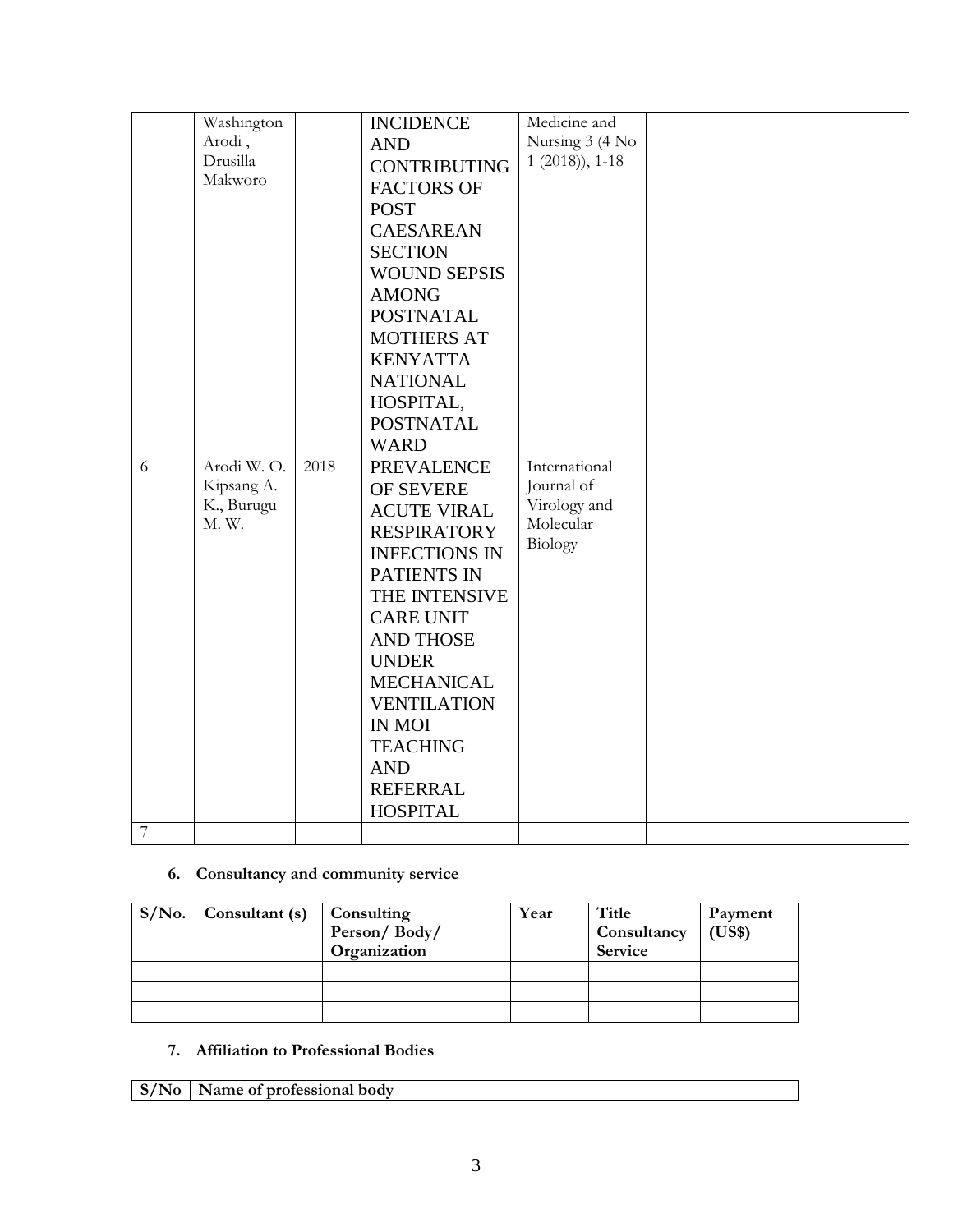|  | Washington Arodi , Drusilla Makworo |  | INCIDENCE AND CONTRIBUTING FACTORS OF POST CAESAREAN SECTION WOUND SEPSIS AMONG POSTNATAL MOTHERS AT KENYATTA NATIONAL HOSPITAL, POSTNATAL WARD | Medicine and Nursing 3 (4 No 1 (2018)), 1-18 |  |
|---|---|---|---|---|---|
| 6 | Arodi W. O. Kipsang A. K., Burugu M. W. | 2018 | PREVALENCE OF SEVERE ACUTE VIRAL RESPIRATORY INFECTIONS IN PATIENTS IN THE INTENSIVE CARE UNIT AND THOSE UNDER MECHANICAL VENTILATION IN MOI TEACHING AND REFERRAL HOSPITAL | International Journal of Virology and Molecular Biology |  |
| 7 |  |  |  |  |  |

## 6. Consultancy and community service

| S/No. | Consultant (s) | Consulting Person/ Body/ Organization | Year | Title Consultancy Service | Payment (US$) |
|---|---|---|---|---|---|
|  |  |  |  |  |  |
|  |  |  |  |  |  |
|  |  |  |  |  |  |

## 7. Affiliation to Professional Bodies

| S/No | Name of professional body |
|---|---|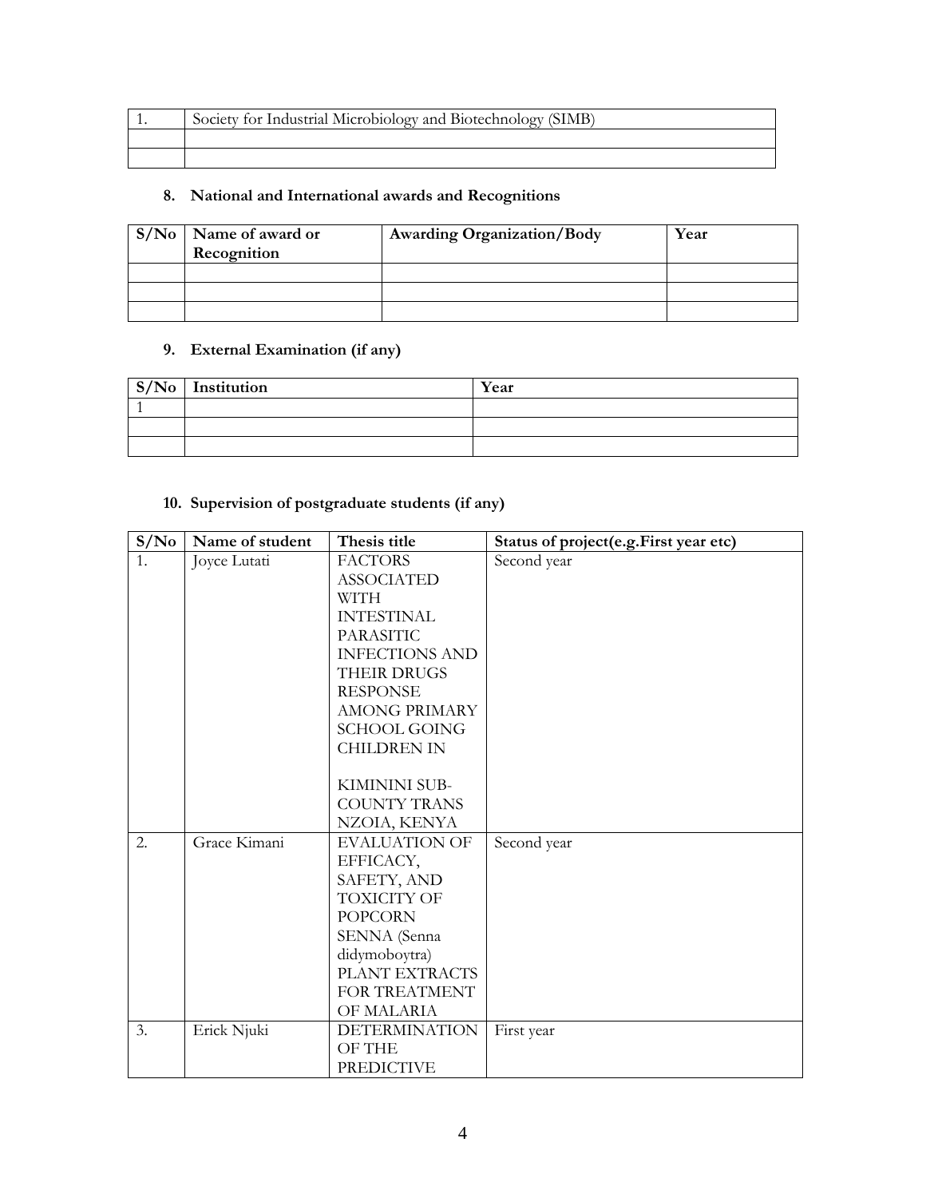| | |
|---|---|
| 1. | Society for Industrial Microbiology and Biotechnology (SIMB) |
| | |
| | |

## 8. National and International awards and Recognitions

| S/No | Name of award or Recognition | Awarding Organization/Body | Year |
|---|---|---|---|
| | | | |
| | | | |
| | | | |

## 9. External Examination (if any)

| S/No | Institution | Year |
|---|---|---|
| 1 | | |
| | | |
| | | |

## 10. Supervision of postgraduate students (if any)

| S/No | Name of student | Thesis title | Status of project(e.g.First year etc) |
|---|---|---|---|
| 1. | Joyce Lutati | FACTORS ASSOCIATED WITH INTESTINAL PARASITIC INFECTIONS AND THEIR DRUGS RESPONSE AMONG PRIMARY SCHOOL GOING CHILDREN IN KIMININI SUB-COUNTY TRANS NZOIA, KENYA | Second year |
| 2. | Grace Kimani | EVALUATION OF EFFICACY, SAFETY, AND TOXICITY OF POPCORN SENNA (Senna didymoboytra) PLANT EXTRACTS FOR TREATMENT OF MALARIA | Second year |
| 3. | Erick Njuki | DETERMINATION OF THE PREDICTIVE | First year |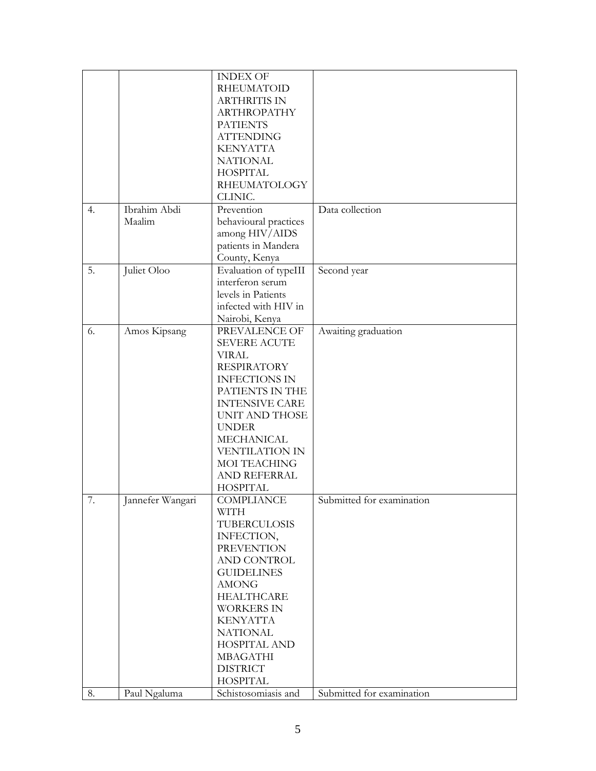| | | | |
|---|---|---|---|
| | | INDEX OF RHEUMATOID ARTHRITIS IN ARTHROPATHY PATIENTS ATTENDING KENYATTA NATIONAL HOSPITAL RHEUMATOLOGY CLINIC. | |
| 4. | Ibrahim Abdi Maalim | Prevention behavioural practices among HIV/AIDS patients in Mandera County, Kenya | Data collection |
| 5. | Juliet Oloo | Evaluation of typeIII interferon serum levels in Patients infected with HIV in Nairobi, Kenya | Second year |
| 6. | Amos Kipsang | PREVALENCE OF SEVERE ACUTE VIRAL RESPIRATORY INFECTIONS IN PATIENTS IN THE INTENSIVE CARE UNIT AND THOSE UNDER MECHANICAL VENTILATION IN MOI TEACHING AND REFERRAL HOSPITAL | Awaiting graduation |
| 7. | Jannefer Wangari | COMPLIANCE WITH TUBERCULOSIS INFECTION, PREVENTION AND CONTROL GUIDELINES AMONG HEALTHCARE WORKERS IN KENYATTA NATIONAL HOSPITAL AND MBAGATHI DISTRICT HOSPITAL | Submitted for examination |
| 8. | Paul Ngaluma | Schistosomiasis and | Submitted for examination |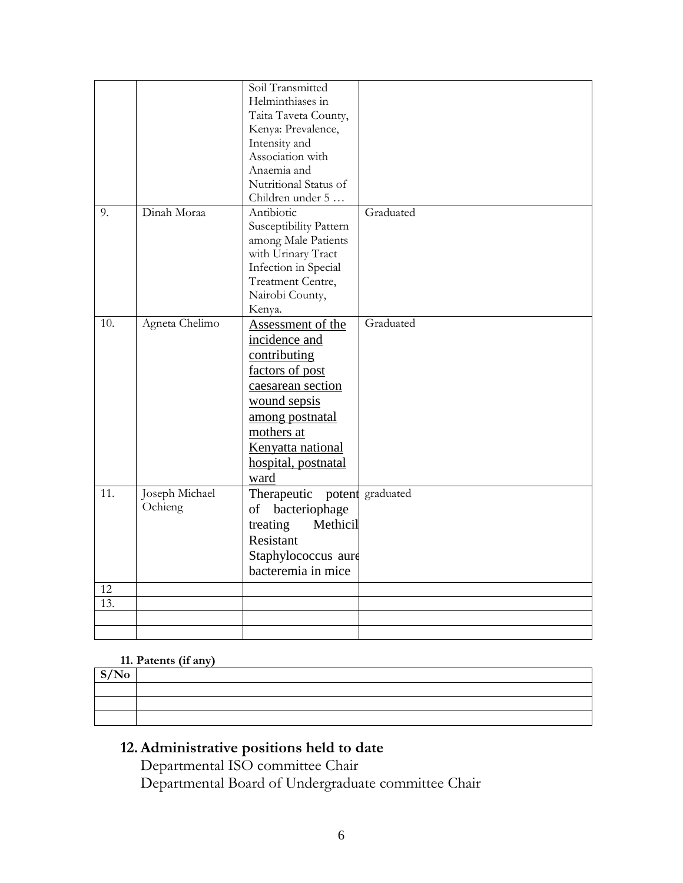|  |  | Soil Transmitted Helminthiases in Taita Taveta County, Kenya: Prevalence, Intensity and Association with Anaemia and Nutritional Status of Children under 5 … |  |
| --- | --- | --- | --- |
| 9. | Dinah Moraa | Antibiotic Susceptibility Pattern among Male Patients with Urinary Tract Infection in Special Treatment Centre, Nairobi County, Kenya. | Graduated |
| 10. | Agneta Chelimo | Assessment of the incidence and contributing factors of post caesarean section wound sepsis among postnatal mothers at Kenyatta national hospital, postnatal ward | Graduated |
| 11. | Joseph Michael Ochieng | Therapeutic potent of bacteriophage treating Methicil Resistant Staphylococcus aure bacteremia in mice | graduated |
| 12 |  |  |  |
| 13. |  |  |  |
|  |  |  |  |
|  |  |  |  |

**11. Patents (if any)**

| S/No |  |
| --- | --- |
|  |  |
|  |  |
|  |  |

## 12. Administrative positions held to date

Departmental ISO committee Chair

Departmental Board of Undergraduate committee Chair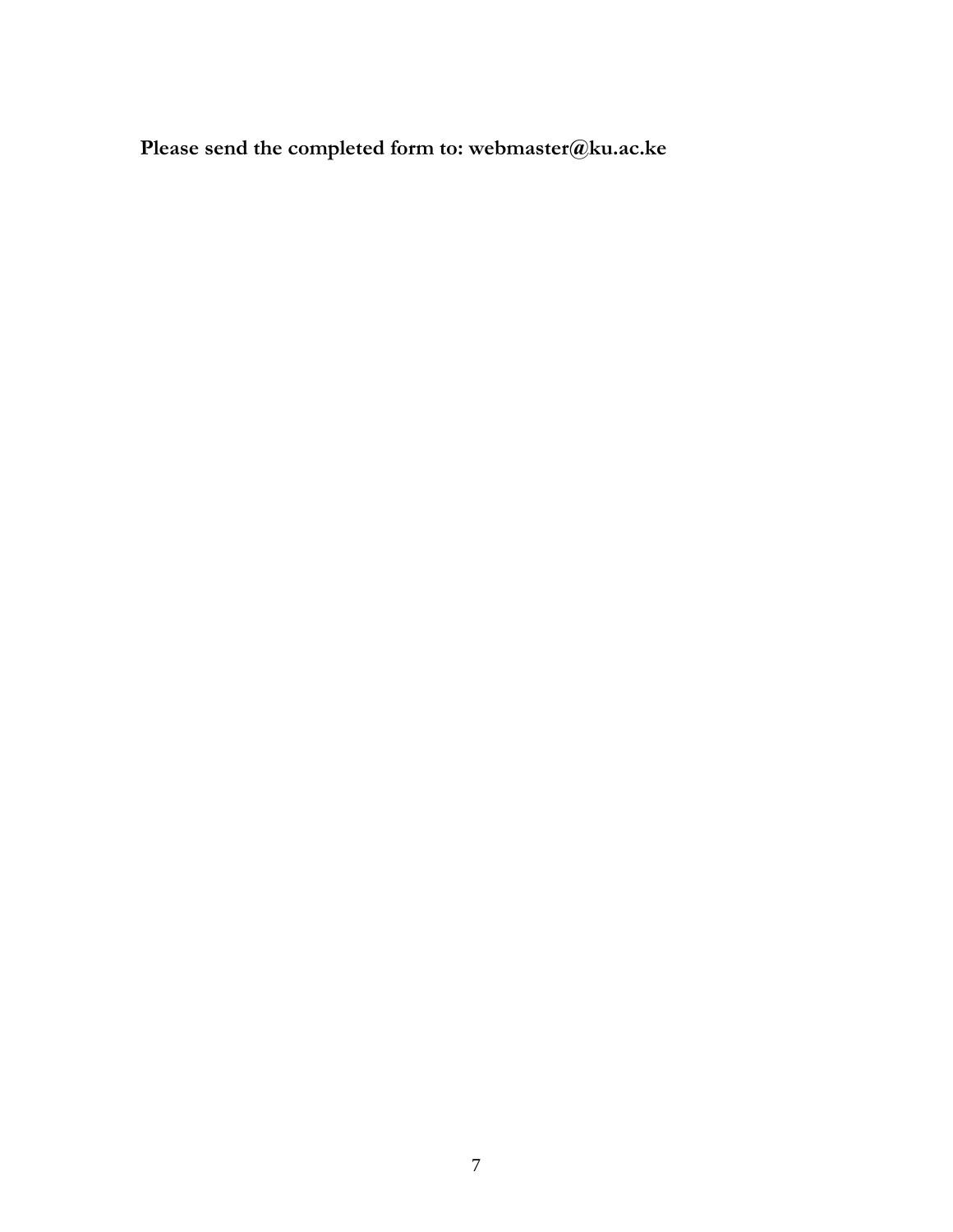**Please send the completed form to: webmaster@ku.ac.ke**